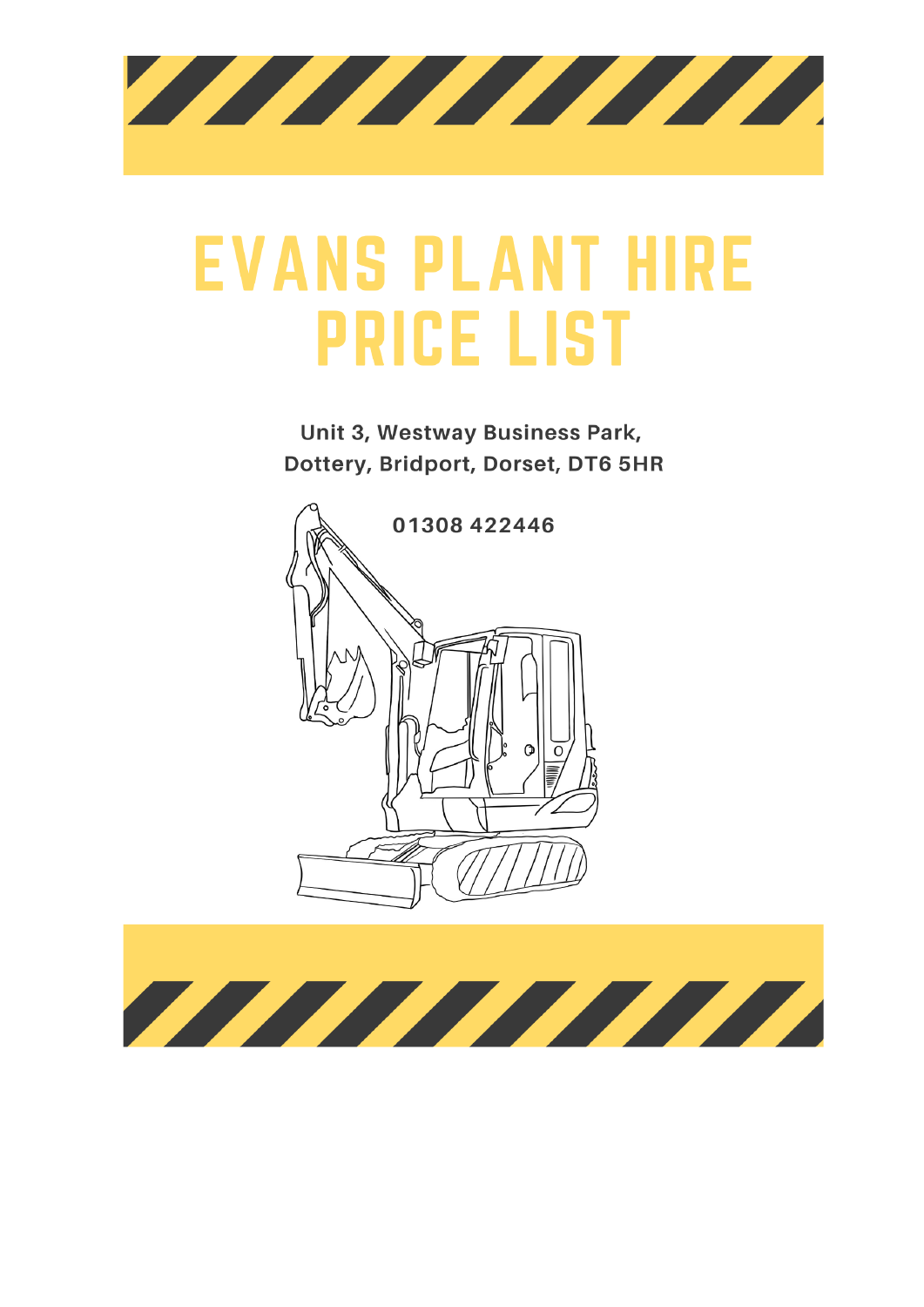# EVANS PLANT HIRE PRICE LIST

**Unit 3, Westway Business Park, Dottery, Bridport, Dorset, DT6 5HR**

**01308 422446**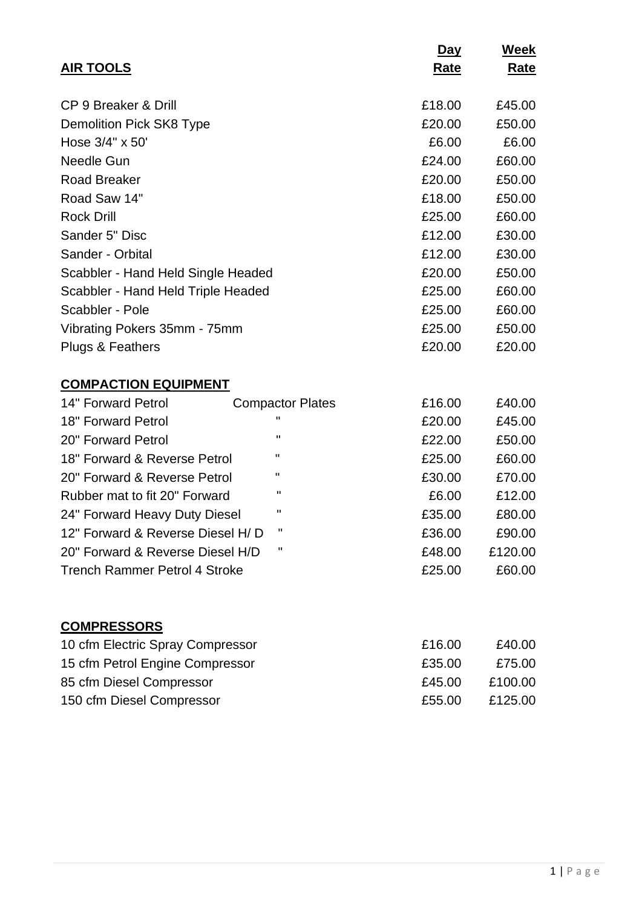| AIR TOOLS | Day Rate | Week Rate |
|---|---|---|
| CP 9 Breaker & Drill | £18.00 | £45.00 |
| Demolition Pick SK8 Type | £20.00 | £50.00 |
| Hose 3/4" x 50' | £6.00 | £6.00 |
| Needle Gun | £24.00 | £60.00 |
| Road Breaker | £20.00 | £50.00 |
| Road Saw 14" | £18.00 | £50.00 |
| Rock Drill | £25.00 | £60.00 |
| Sander 5" Disc | £12.00 | £30.00 |
| Sander - Orbital | £12.00 | £30.00 |
| Scabbler - Hand Held Single Headed | £20.00 | £50.00 |
| Scabbler - Hand Held Triple Headed | £25.00 | £60.00 |
| Scabbler - Pole | £25.00 | £60.00 |
| Vibrating Pokers 35mm - 75mm | £25.00 | £50.00 |
| Plugs & Feathers | £20.00 | £20.00 |

## COMPACTION EQUIPMENT

| | | Day Rate | Week Rate |
|---|---|---|---|
| 14" Forward Petrol | Compactor Plates | £16.00 | £40.00 |
| 18" Forward Petrol | " | £20.00 | £45.00 |
| 20" Forward Petrol | " | £22.00 | £50.00 |
| 18" Forward & Reverse Petrol | " | £25.00 | £60.00 |
| 20" Forward & Reverse Petrol | " | £30.00 | £70.00 |
| Rubber mat to fit 20" Forward | " | £6.00 | £12.00 |
| 24" Forward Heavy Duty Diesel | " | £35.00 | £80.00 |
| 12" Forward & Reverse Diesel H/ D | " | £36.00 | £90.00 |
| 20" Forward & Reverse Diesel H/D | " | £48.00 | £120.00 |
| Trench Rammer Petrol 4 Stroke | | £25.00 | £60.00 |

## COMPRESSORS

| | Day Rate | Week Rate |
|---|---|---|
| 10 cfm Electric Spray Compressor | £16.00 | £40.00 |
| 15 cfm Petrol Engine Compressor | £35.00 | £75.00 |
| 85 cfm Diesel Compressor | £45.00 | £100.00 |
| 150 cfm Diesel Compressor | £55.00 | £125.00 |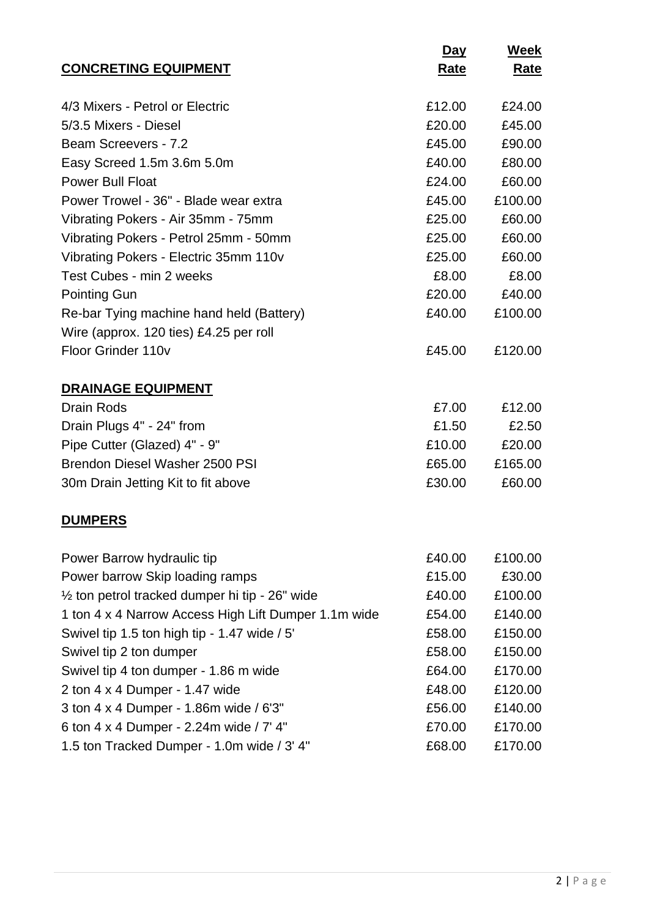| CONCRETING EQUIPMENT | Day Rate | Week Rate |
|---|---|---|
| 4/3 Mixers - Petrol or Electric | £12.00 | £24.00 |
| 5/3.5 Mixers - Diesel | £20.00 | £45.00 |
| Beam Screevers - 7.2 | £45.00 | £90.00 |
| Easy Screed 1.5m 3.6m 5.0m | £40.00 | £80.00 |
| Power Bull Float | £24.00 | £60.00 |
| Power Trowel - 36" - Blade wear extra | £45.00 | £100.00 |
| Vibrating Pokers - Air 35mm - 75mm | £25.00 | £60.00 |
| Vibrating Pokers - Petrol 25mm - 50mm | £25.00 | £60.00 |
| Vibrating Pokers - Electric 35mm 110v | £25.00 | £60.00 |
| Test Cubes - min 2 weeks | £8.00 | £8.00 |
| Pointing Gun | £20.00 | £40.00 |
| Re-bar Tying machine hand held (Battery) | £40.00 | £100.00 |
| Wire (approx. 120 ties) £4.25 per roll | | |
| Floor Grinder 110v | £45.00 | £120.00 |
| **DRAINAGE EQUIPMENT** | | |
| Drain Rods | £7.00 | £12.00 |
| Drain Plugs 4" - 24" from | £1.50 | £2.50 |
| Pipe Cutter (Glazed) 4" - 9" | £10.00 | £20.00 |
| Brendon Diesel Washer 2500 PSI | £65.00 | £165.00 |
| 30m Drain Jetting Kit to fit above | £30.00 | £60.00 |
| **DUMPERS** | | |
| Power Barrow hydraulic tip | £40.00 | £100.00 |
| Power barrow Skip loading ramps | £15.00 | £30.00 |
| ½ ton petrol tracked dumper hi tip - 26" wide | £40.00 | £100.00 |
| 1 ton 4 x 4 Narrow Access High Lift Dumper 1.1m wide | £54.00 | £140.00 |
| Swivel tip 1.5 ton high tip - 1.47 wide / 5' | £58.00 | £150.00 |
| Swivel tip 2 ton dumper | £58.00 | £150.00 |
| Swivel tip 4 ton dumper - 1.86 m wide | £64.00 | £170.00 |
| 2 ton 4 x 4 Dumper - 1.47 wide | £48.00 | £120.00 |
| 3 ton 4 x 4 Dumper - 1.86m wide / 6'3" | £56.00 | £140.00 |
| 6 ton 4 x 4 Dumper - 2.24m wide / 7' 4" | £70.00 | £170.00 |
| 1.5 ton Tracked Dumper - 1.0m wide / 3' 4" | £68.00 | £170.00 |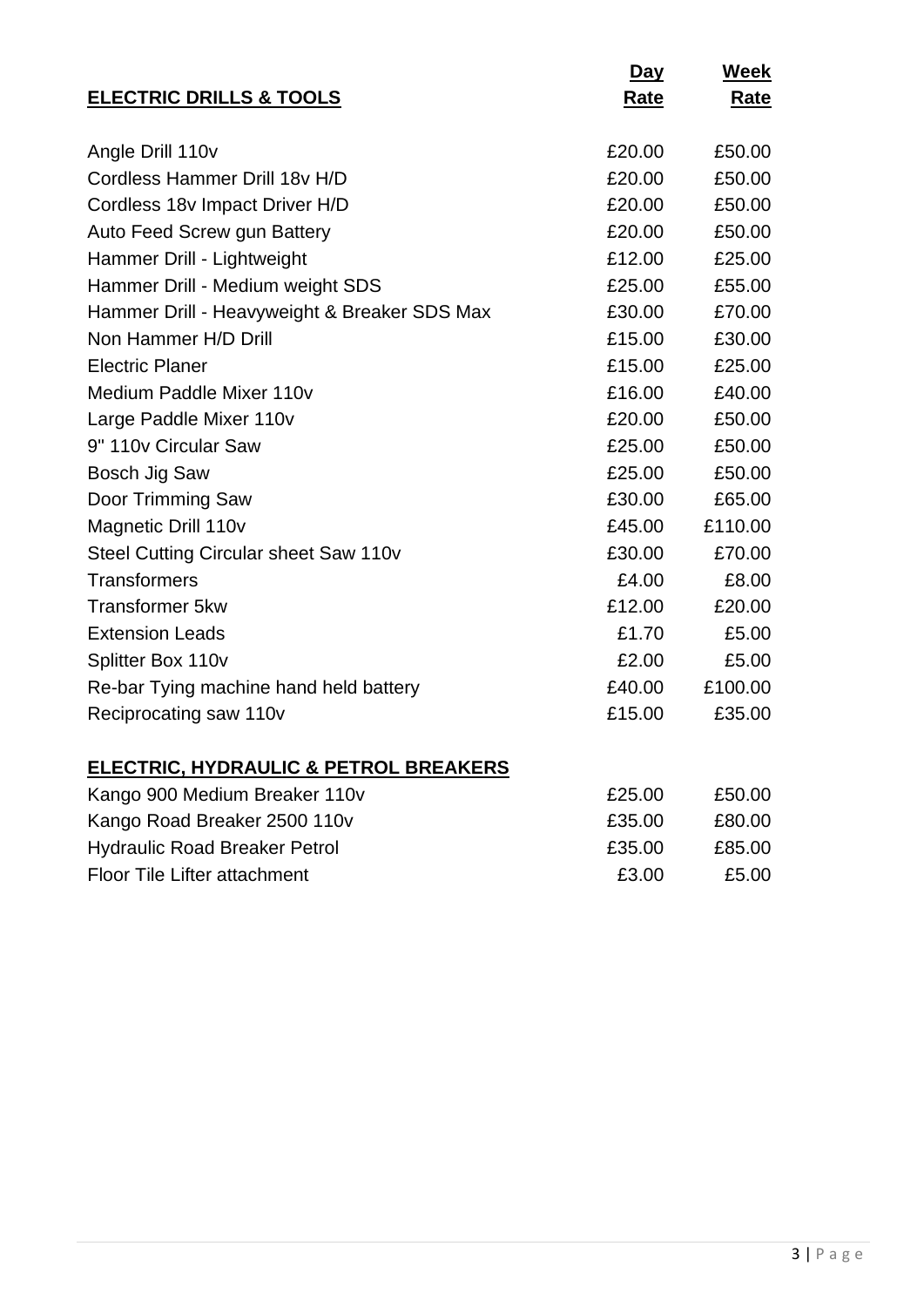| **ELECTRIC DRILLS & TOOLS** | **Day Rate** | **Week Rate** |
|---|---|---|
| Angle Drill 110v | £20.00 | £50.00 |
| Cordless Hammer Drill 18v H/D | £20.00 | £50.00 |
| Cordless 18v Impact Driver H/D | £20.00 | £50.00 |
| Auto Feed Screw gun Battery | £20.00 | £50.00 |
| Hammer Drill - Lightweight | £12.00 | £25.00 |
| Hammer Drill - Medium weight SDS | £25.00 | £55.00 |
| Hammer Drill - Heavyweight & Breaker SDS Max | £30.00 | £70.00 |
| Non Hammer H/D Drill | £15.00 | £30.00 |
| Electric Planer | £15.00 | £25.00 |
| Medium Paddle Mixer 110v | £16.00 | £40.00 |
| Large Paddle Mixer 110v | £20.00 | £50.00 |
| 9" 110v Circular Saw | £25.00 | £50.00 |
| Bosch Jig Saw | £25.00 | £50.00 |
| Door Trimming Saw | £30.00 | £65.00 |
| Magnetic Drill 110v | £45.00 | £110.00 |
| Steel Cutting Circular sheet Saw 110v | £30.00 | £70.00 |
| Transformers | £4.00 | £8.00 |
| Transformer 5kw | £12.00 | £20.00 |
| Extension Leads | £1.70 | £5.00 |
| Splitter Box 110v | £2.00 | £5.00 |
| Re-bar Tying machine hand held battery | £40.00 | £100.00 |
| Reciprocating saw 110v | £15.00 | £35.00 |

| **ELECTRIC, HYDRAULIC & PETROL BREAKERS** | | |
|---|---|---|
| Kango 900 Medium Breaker 110v | £25.00 | £50.00 |
| Kango Road Breaker 2500 110v | £35.00 | £80.00 |
| Hydraulic Road Breaker Petrol | £35.00 | £85.00 |
| Floor Tile Lifter attachment | £3.00 | £5.00 |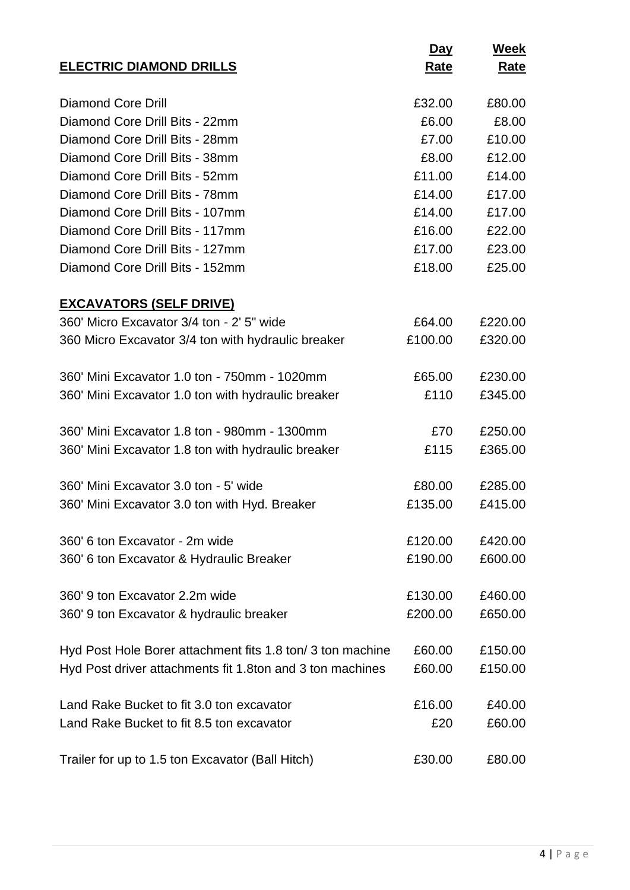| **ELECTRIC DIAMOND DRILLS** | **Day Rate** | **Week Rate** |
|---|---|---|
| Diamond Core Drill | £32.00 | £80.00 |
| Diamond Core Drill Bits - 22mm | £6.00 | £8.00 |
| Diamond Core Drill Bits - 28mm | £7.00 | £10.00 |
| Diamond Core Drill Bits - 38mm | £8.00 | £12.00 |
| Diamond Core Drill Bits - 52mm | £11.00 | £14.00 |
| Diamond Core Drill Bits - 78mm | £14.00 | £17.00 |
| Diamond Core Drill Bits - 107mm | £14.00 | £17.00 |
| Diamond Core Drill Bits - 117mm | £16.00 | £22.00 |
| Diamond Core Drill Bits - 127mm | £17.00 | £23.00 |
| Diamond Core Drill Bits - 152mm | £18.00 | £25.00 |
| **EXCAVATORS (SELF DRIVE)** | | |
| 360' Micro Excavator 3/4 ton - 2' 5" wide | £64.00 | £220.00 |
| 360 Micro Excavator 3/4 ton with hydraulic breaker | £100.00 | £320.00 |
| 360' Mini Excavator 1.0 ton - 750mm - 1020mm | £65.00 | £230.00 |
| 360' Mini Excavator 1.0 ton with hydraulic breaker | £110 | £345.00 |
| 360' Mini Excavator 1.8 ton - 980mm - 1300mm | £70 | £250.00 |
| 360' Mini Excavator 1.8 ton with hydraulic breaker | £115 | £365.00 |
| 360' Mini Excavator 3.0 ton - 5' wide | £80.00 | £285.00 |
| 360' Mini Excavator 3.0 ton with Hyd. Breaker | £135.00 | £415.00 |
| 360' 6 ton Excavator - 2m wide | £120.00 | £420.00 |
| 360' 6 ton Excavator & Hydraulic Breaker | £190.00 | £600.00 |
| 360' 9 ton Excavator 2.2m wide | £130.00 | £460.00 |
| 360' 9 ton Excavator & hydraulic breaker | £200.00 | £650.00 |
| Hyd Post Hole Borer attachment fits 1.8 ton/ 3 ton machine | £60.00 | £150.00 |
| Hyd Post driver attachments fit 1.8ton and 3 ton machines | £60.00 | £150.00 |
| Land Rake Bucket to fit 3.0 ton excavator | £16.00 | £40.00 |
| Land Rake Bucket to fit 8.5 ton excavator | £20 | £60.00 |
| Trailer for up to 1.5 ton Excavator (Ball Hitch) | £30.00 | £80.00 |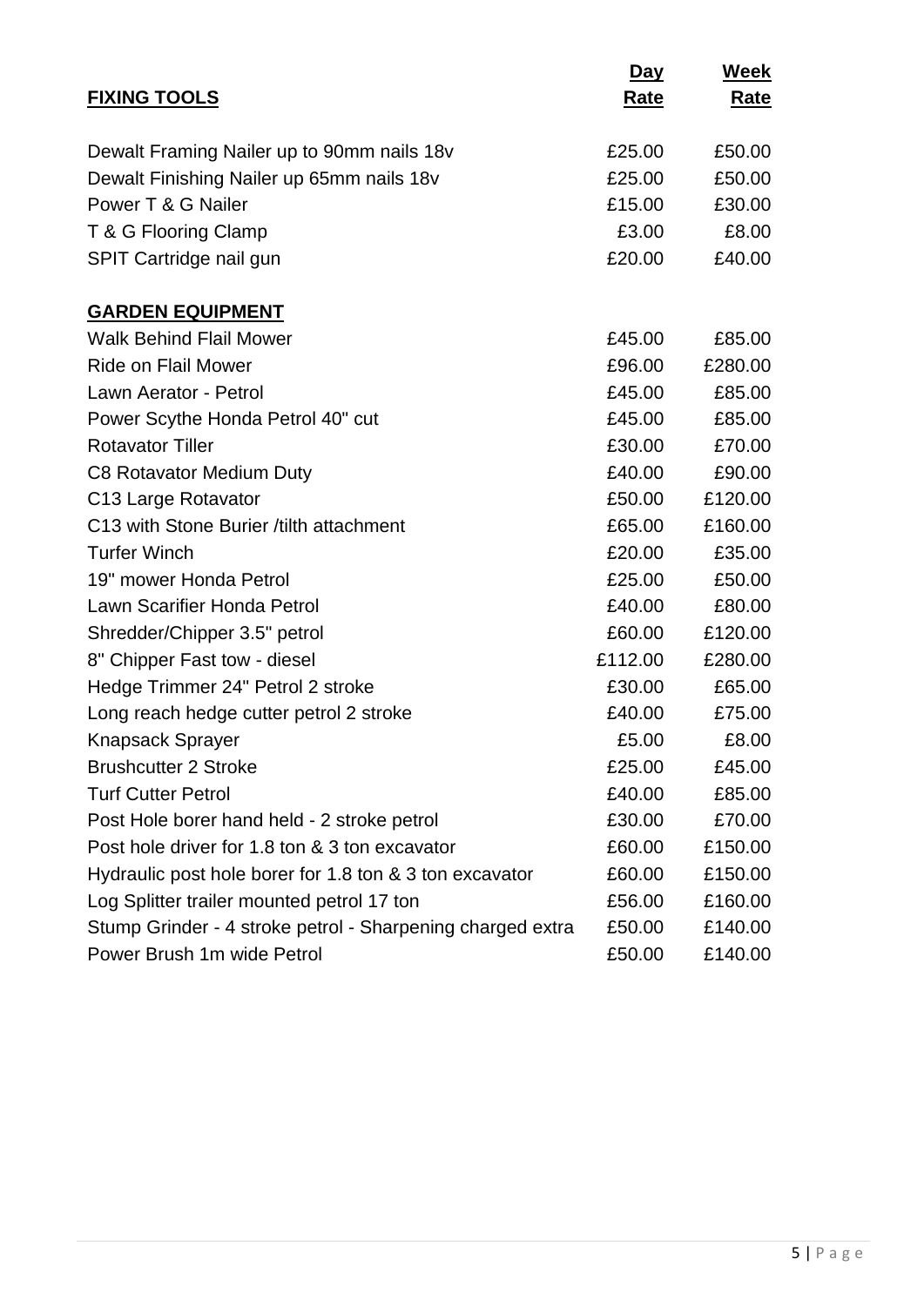| FIXING TOOLS | Day Rate | Week Rate |
|---|---|---|
| Dewalt Framing Nailer up to 90mm nails 18v | £25.00 | £50.00 |
| Dewalt Finishing Nailer up 65mm nails 18v | £25.00 | £50.00 |
| Power T & G Nailer | £15.00 | £30.00 |
| T & G Flooring Clamp | £3.00 | £8.00 |
| SPIT Cartridge nail gun | £20.00 | £40.00 |

| GARDEN EQUIPMENT | Day Rate | Week Rate |
|---|---|---|
| Walk Behind Flail Mower | £45.00 | £85.00 |
| Ride on Flail Mower | £96.00 | £280.00 |
| Lawn Aerator - Petrol | £45.00 | £85.00 |
| Power Scythe Honda Petrol 40" cut | £45.00 | £85.00 |
| Rotavator Tiller | £30.00 | £70.00 |
| C8 Rotavator Medium Duty | £40.00 | £90.00 |
| C13 Large Rotavator | £50.00 | £120.00 |
| C13 with Stone Burier /tilth attachment | £65.00 | £160.00 |
| Turfer Winch | £20.00 | £35.00 |
| 19" mower Honda Petrol | £25.00 | £50.00 |
| Lawn Scarifier Honda Petrol | £40.00 | £80.00 |
| Shredder/Chipper 3.5" petrol | £60.00 | £120.00 |
| 8" Chipper Fast tow - diesel | £112.00 | £280.00 |
| Hedge Trimmer 24" Petrol 2 stroke | £30.00 | £65.00 |
| Long reach hedge cutter petrol 2 stroke | £40.00 | £75.00 |
| Knapsack Sprayer | £5.00 | £8.00 |
| Brushcutter 2 Stroke | £25.00 | £45.00 |
| Turf Cutter Petrol | £40.00 | £85.00 |
| Post Hole borer hand held - 2 stroke petrol | £30.00 | £70.00 |
| Post hole driver for 1.8 ton & 3 ton excavator | £60.00 | £150.00 |
| Hydraulic post hole borer for 1.8 ton & 3 ton excavator | £60.00 | £150.00 |
| Log Splitter trailer mounted petrol 17 ton | £56.00 | £160.00 |
| Stump Grinder - 4 stroke petrol - Sharpening charged extra | £50.00 | £140.00 |
| Power Brush 1m wide Petrol | £50.00 | £140.00 |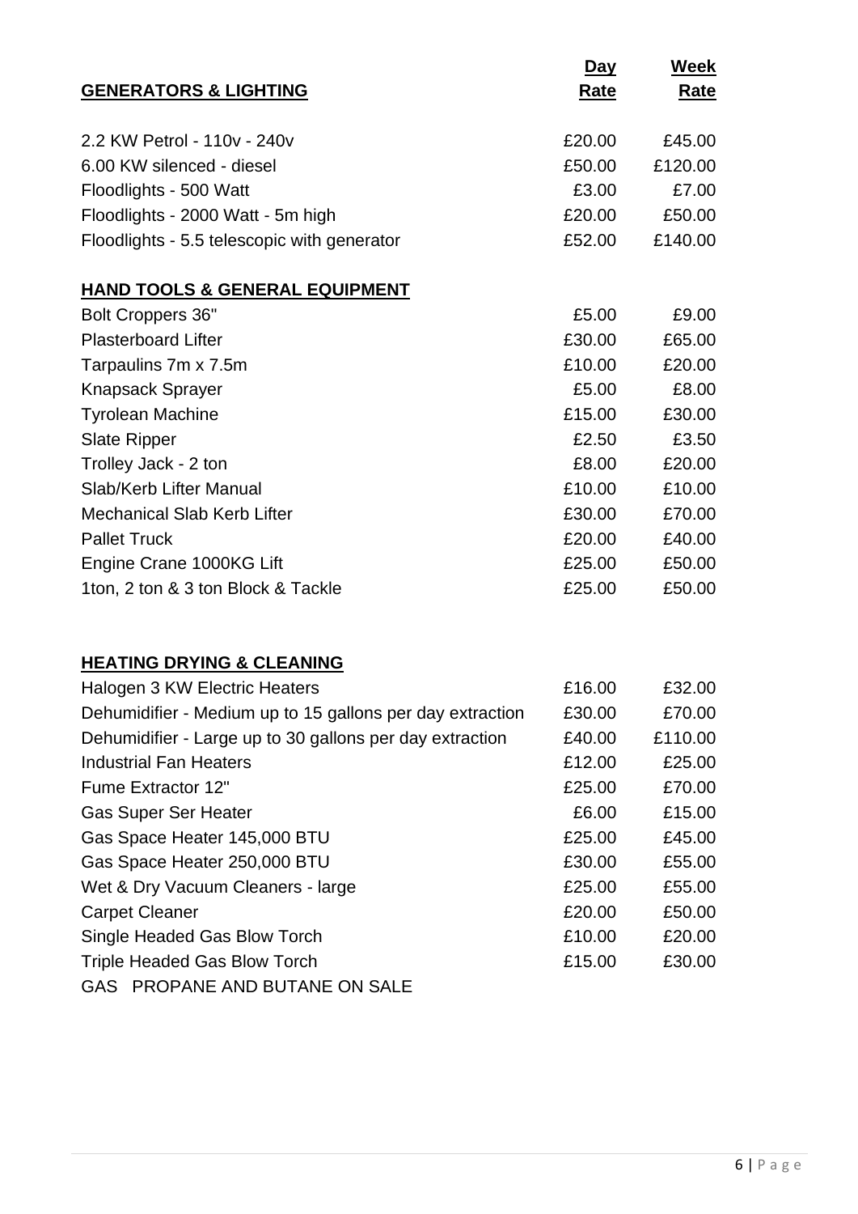| GENERATORS & LIGHTING | Day Rate | Week Rate |
| --- | --- | --- |
| 2.2 KW Petrol - 110v - 240v | £20.00 | £45.00 |
| 6.00 KW silenced - diesel | £50.00 | £120.00 |
| Floodlights - 500 Watt | £3.00 | £7.00 |
| Floodlights - 2000 Watt - 5m high | £20.00 | £50.00 |
| Floodlights - 5.5 telescopic with generator | £52.00 | £140.00 |
| **HAND TOOLS & GENERAL EQUIPMENT** | | |
| Bolt Croppers 36" | £5.00 | £9.00 |
| Plasterboard Lifter | £30.00 | £65.00 |
| Tarpaulins 7m x 7.5m | £10.00 | £20.00 |
| Knapsack Sprayer | £5.00 | £8.00 |
| Tyrolean Machine | £15.00 | £30.00 |
| Slate Ripper | £2.50 | £3.50 |
| Trolley Jack - 2 ton | £8.00 | £20.00 |
| Slab/Kerb Lifter Manual | £10.00 | £10.00 |
| Mechanical Slab Kerb Lifter | £30.00 | £70.00 |
| Pallet Truck | £20.00 | £40.00 |
| Engine Crane 1000KG Lift | £25.00 | £50.00 |
| 1ton, 2 ton & 3 ton Block & Tackle | £25.00 | £50.00 |
| **HEATING DRYING & CLEANING** | | |
| Halogen 3 KW Electric Heaters | £16.00 | £32.00 |
| Dehumidifier - Medium up to 15 gallons per day extraction | £30.00 | £70.00 |
| Dehumidifier - Large up to 30 gallons per day extraction | £40.00 | £110.00 |
| Industrial Fan Heaters | £12.00 | £25.00 |
| Fume Extractor 12" | £25.00 | £70.00 |
| Gas Super Ser Heater | £6.00 | £15.00 |
| Gas Space Heater 145,000 BTU | £25.00 | £45.00 |
| Gas Space Heater 250,000 BTU | £30.00 | £55.00 |
| Wet & Dry Vacuum Cleaners - large | £25.00 | £55.00 |
| Carpet Cleaner | £20.00 | £50.00 |
| Single Headed Gas Blow Torch | £10.00 | £20.00 |
| Triple Headed Gas Blow Torch | £15.00 | £30.00 |

GAS PROPANE AND BUTANE ON SALE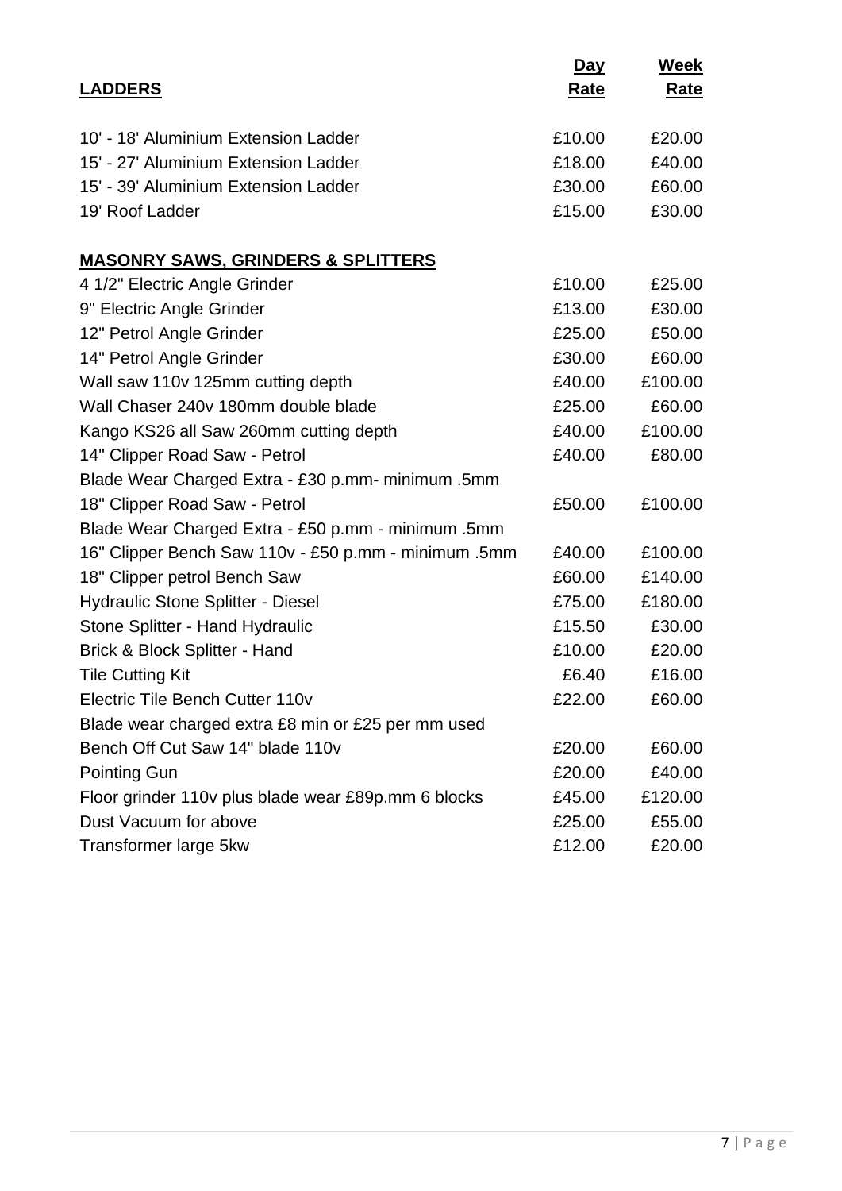| **LADDERS** | **Day Rate** | **Week Rate** |
|---|---|---|
| 10' - 18' Aluminium Extension Ladder | £10.00 | £20.00 |
| 15' - 27' Aluminium Extension Ladder | £18.00 | £40.00 |
| 15' - 39' Aluminium Extension Ladder | £30.00 | £60.00 |
| 19' Roof Ladder | £15.00 | £30.00 |

| **MASONRY SAWS, GRINDERS & SPLITTERS** | | |
|---|---|---|
| 4 1/2" Electric Angle Grinder | £10.00 | £25.00 |
| 9" Electric Angle Grinder | £13.00 | £30.00 |
| 12" Petrol Angle Grinder | £25.00 | £50.00 |
| 14" Petrol Angle Grinder | £30.00 | £60.00 |
| Wall saw 110v 125mm cutting depth | £40.00 | £100.00 |
| Wall Chaser 240v 180mm double blade | £25.00 | £60.00 |
| Kango KS26 all Saw 260mm cutting depth | £40.00 | £100.00 |
| 14" Clipper Road Saw - Petrol | £40.00 | £80.00 |
| Blade Wear Charged Extra - £30 p.mm- minimum .5mm | | |
| 18" Clipper Road Saw - Petrol | £50.00 | £100.00 |
| Blade Wear Charged Extra - £50 p.mm - minimum .5mm | | |
| 16" Clipper Bench Saw 110v - £50 p.mm - minimum .5mm | £40.00 | £100.00 |
| 18" Clipper petrol Bench Saw | £60.00 | £140.00 |
| Hydraulic Stone Splitter - Diesel | £75.00 | £180.00 |
| Stone Splitter - Hand Hydraulic | £15.50 | £30.00 |
| Brick & Block Splitter - Hand | £10.00 | £20.00 |
| Tile Cutting Kit | £6.40 | £16.00 |
| Electric Tile Bench Cutter 110v | £22.00 | £60.00 |
| Blade wear charged extra £8 min or £25 per mm used | | |
| Bench Off Cut Saw 14" blade 110v | £20.00 | £60.00 |
| Pointing Gun | £20.00 | £40.00 |
| Floor grinder 110v plus blade wear £89p.mm 6 blocks | £45.00 | £120.00 |
| Dust Vacuum for above | £25.00 | £55.00 |
| Transformer large 5kw | £12.00 | £20.00 |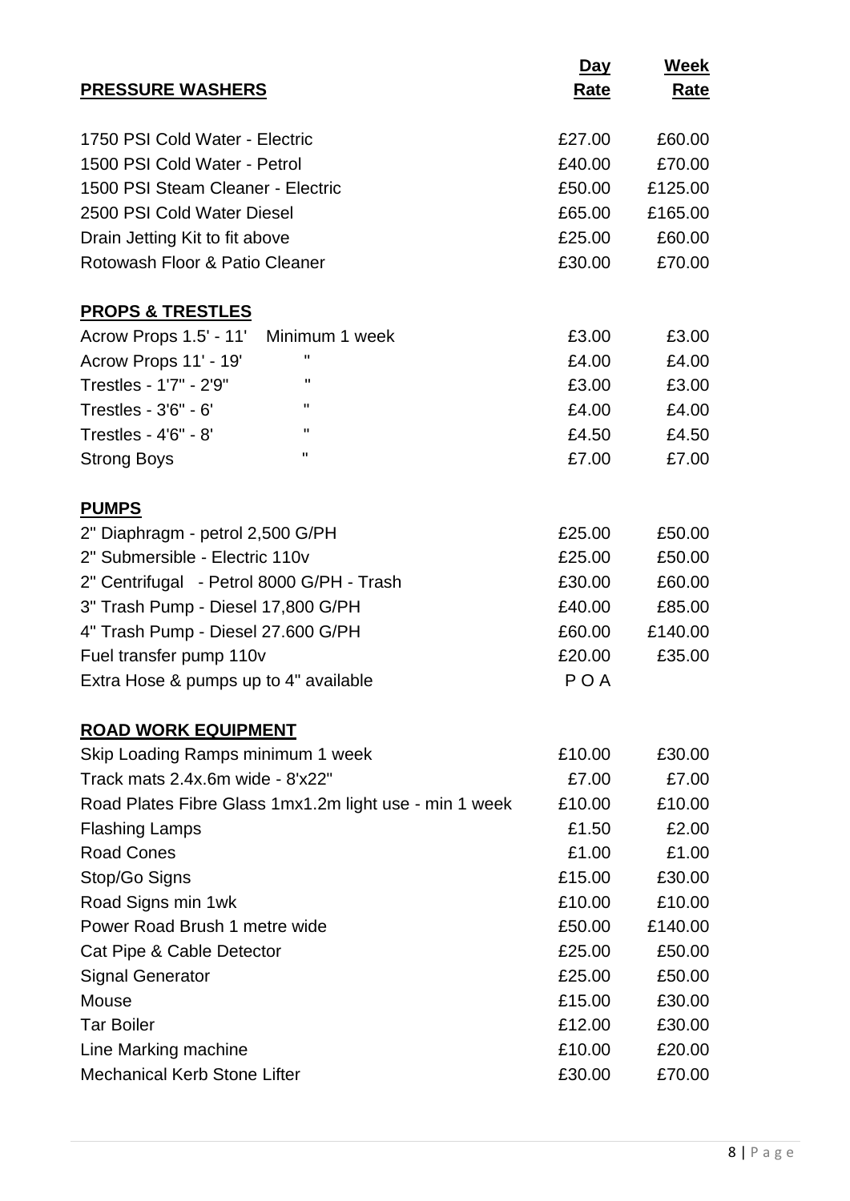| **PRESSURE WASHERS** | **Day Rate** | **Week Rate** |
| --- | --- | --- |
| 1750 PSI Cold Water - Electric | £27.00 | £60.00 |
| 1500 PSI Cold Water - Petrol | £40.00 | £70.00 |
| 1500 PSI Steam Cleaner - Electric | £50.00 | £125.00 |
| 2500 PSI Cold Water Diesel | £65.00 | £165.00 |
| Drain Jetting Kit to fit above | £25.00 | £60.00 |
| Rotowash Floor & Patio Cleaner | £30.00 | £70.00 |
| **PROPS & TRESTLES** | | |
| Acrow Props 1.5' - 11' Minimum 1 week | £3.00 | £3.00 |
| Acrow Props 11' - 19' " | £4.00 | £4.00 |
| Trestles - 1'7" - 2'9" " | £3.00 | £3.00 |
| Trestles - 3'6" - 6' " | £4.00 | £4.00 |
| Trestles - 4'6" - 8' " | £4.50 | £4.50 |
| Strong Boys " | £7.00 | £7.00 |
| **PUMPS** | | |
| 2" Diaphragm - petrol 2,500 G/PH | £25.00 | £50.00 |
| 2" Submersible - Electric 110v | £25.00 | £50.00 |
| 2" Centrifugal - Petrol 8000 G/PH - Trash | £30.00 | £60.00 |
| 3" Trash Pump - Diesel 17,800 G/PH | £40.00 | £85.00 |
| 4" Trash Pump - Diesel 27.600 G/PH | £60.00 | £140.00 |
| Fuel transfer pump 110v | £20.00 | £35.00 |
| Extra Hose & pumps up to 4" available | P O A | |
| **ROAD WORK EQUIPMENT** | | |
| Skip Loading Ramps minimum 1 week | £10.00 | £30.00 |
| Track mats 2.4x.6m wide - 8'x22" | £7.00 | £7.00 |
| Road Plates Fibre Glass 1mx1.2m light use - min 1 week | £10.00 | £10.00 |
| Flashing Lamps | £1.50 | £2.00 |
| Road Cones | £1.00 | £1.00 |
| Stop/Go Signs | £15.00 | £30.00 |
| Road Signs min 1wk | £10.00 | £10.00 |
| Power Road Brush 1 metre wide | £50.00 | £140.00 |
| Cat Pipe & Cable Detector | £25.00 | £50.00 |
| Signal Generator | £25.00 | £50.00 |
| Mouse | £15.00 | £30.00 |
| Tar Boiler | £12.00 | £30.00 |
| Line Marking machine | £10.00 | £20.00 |
| Mechanical Kerb Stone Lifter | £30.00 | £70.00 |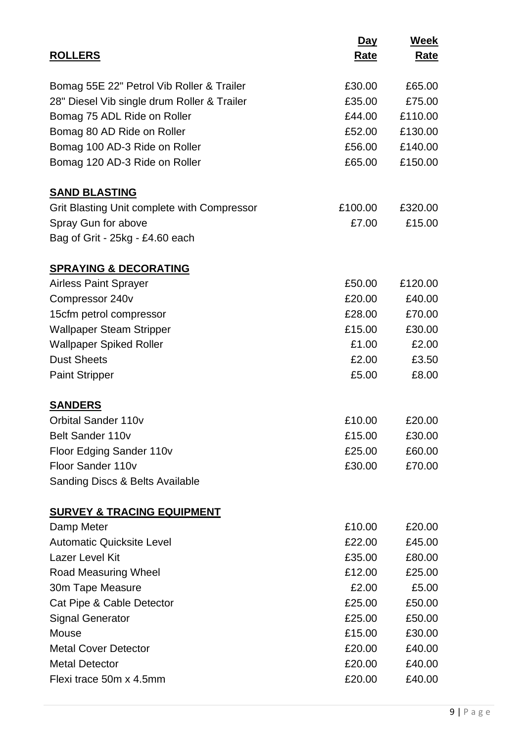| **ROLLERS** | **Day Rate** | **Week Rate** |
|---|---|---|
| Bomag 55E 22" Petrol Vib Roller & Trailer | £30.00 | £65.00 |
| 28" Diesel Vib single drum Roller & Trailer | £35.00 | £75.00 |
| Bomag 75 ADL Ride on Roller | £44.00 | £110.00 |
| Bomag 80 AD Ride on Roller | £52.00 | £130.00 |
| Bomag 100 AD-3 Ride on Roller | £56.00 | £140.00 |
| Bomag 120 AD-3 Ride on Roller | £65.00 | £150.00 |
| **SAND BLASTING** | | |
| Grit Blasting Unit complete with Compressor | £100.00 | £320.00 |
| Spray Gun for above | £7.00 | £15.00 |
| Bag of Grit - 25kg - £4.60 each | | |
| **SPRAYING & DECORATING** | | |
| Airless Paint Sprayer | £50.00 | £120.00 |
| Compressor 240v | £20.00 | £40.00 |
| 15cfm petrol compressor | £28.00 | £70.00 |
| Wallpaper Steam Stripper | £15.00 | £30.00 |
| Wallpaper Spiked Roller | £1.00 | £2.00 |
| Dust Sheets | £2.00 | £3.50 |
| Paint Stripper | £5.00 | £8.00 |
| **SANDERS** | | |
| Orbital Sander 110v | £10.00 | £20.00 |
| Belt Sander 110v | £15.00 | £30.00 |
| Floor Edging Sander 110v | £25.00 | £60.00 |
| Floor Sander 110v | £30.00 | £70.00 |
| Sanding Discs & Belts Available | | |
| **SURVEY & TRACING EQUIPMENT** | | |
| Damp Meter | £10.00 | £20.00 |
| Automatic Quicksite Level | £22.00 | £45.00 |
| Lazer Level Kit | £35.00 | £80.00 |
| Road Measuring Wheel | £12.00 | £25.00 |
| 30m Tape Measure | £2.00 | £5.00 |
| Cat Pipe & Cable Detector | £25.00 | £50.00 |
| Signal Generator | £25.00 | £50.00 |
| Mouse | £15.00 | £30.00 |
| Metal Cover Detector | £20.00 | £40.00 |
| Metal Detector | £20.00 | £40.00 |
| Flexi trace 50m x 4.5mm | £20.00 | £40.00 |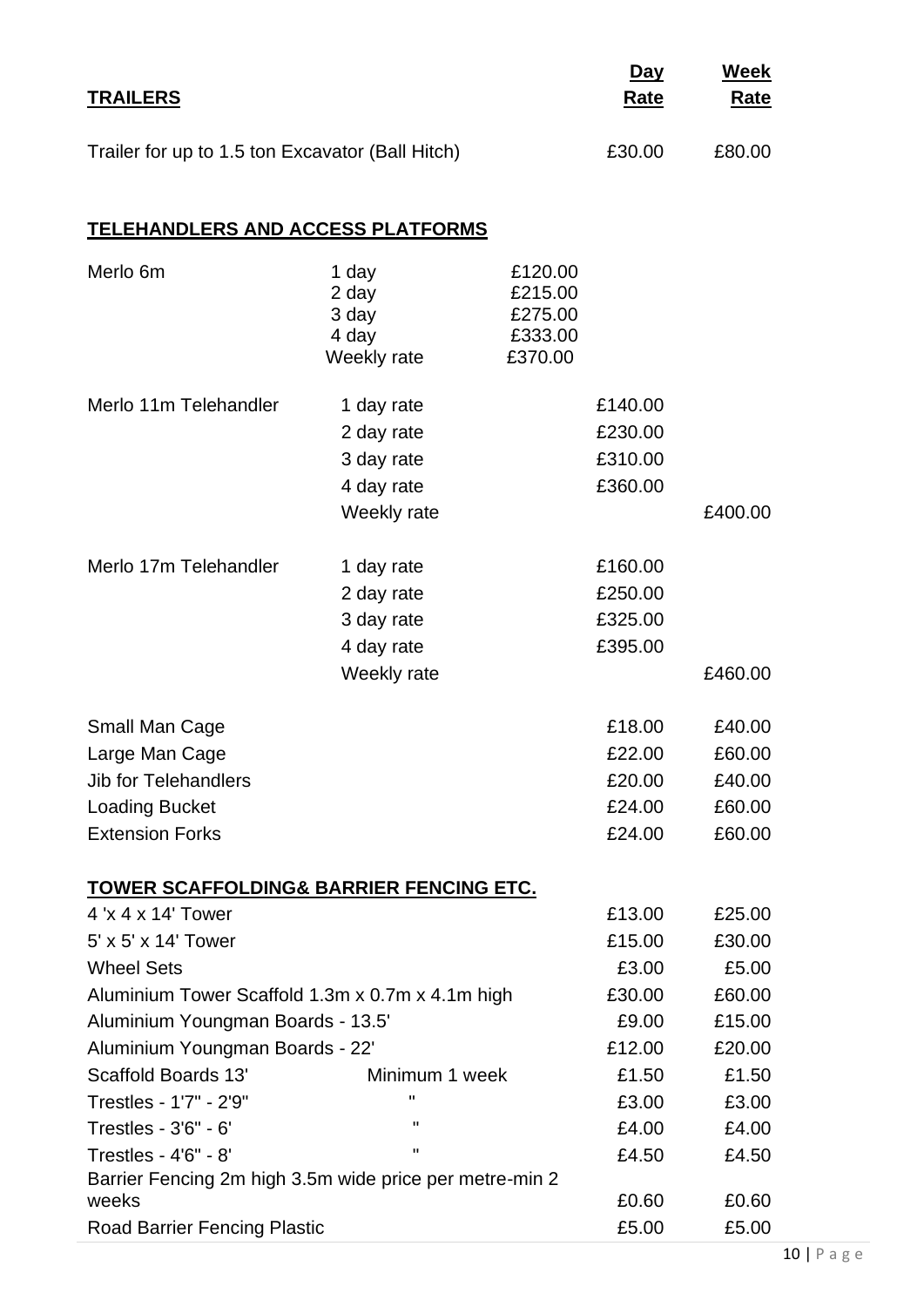| **TRAILERS** | | | **Day Rate** | **Week Rate** |
|---|---|---|---|---|
| Trailer for up to 1.5 ton Excavator (Ball Hitch) | | | £30.00 | £80.00 |

## TELEHANDLERS AND ACCESS PLATFORMS

| | | | Day Rate | Week Rate |
|---|---|---|---|---|
| Merlo 6m | 1 day | £120.00 | | |
| | 2 day | £215.00 | | |
| | 3 day | £275.00 | | |
| | 4 day | £333.00 | | |
| | Weekly rate | £370.00 | | |
| Merlo 11m Telehandler | 1 day rate | | £140.00 | |
| | 2 day rate | | £230.00 | |
| | 3 day rate | | £310.00 | |
| | 4 day rate | | £360.00 | |
| | Weekly rate | | | £400.00 |
| Merlo 17m Telehandler | 1 day rate | | £160.00 | |
| | 2 day rate | | £250.00 | |
| | 3 day rate | | £325.00 | |
| | 4 day rate | | £395.00 | |
| | Weekly rate | | | £460.00 |
| Small Man Cage | | | £18.00 | £40.00 |
| Large Man Cage | | | £22.00 | £60.00 |
| Jib for Telehandlers | | | £20.00 | £40.00 |
| Loading Bucket | | | £24.00 | £60.00 |
| Extension Forks | | | £24.00 | £60.00 |

## TOWER SCAFFOLDING& BARRIER FENCING ETC.

| | | Day Rate | Week Rate |
|---|---|---|---|
| 4 'x 4 x 14' Tower | | £13.00 | £25.00 |
| 5' x 5' x 14' Tower | | £15.00 | £30.00 |
| Wheel Sets | | £3.00 | £5.00 |
| Aluminium Tower Scaffold 1.3m x 0.7m x 4.1m high | | £30.00 | £60.00 |
| Aluminium Youngman Boards - 13.5' | | £9.00 | £15.00 |
| Aluminium Youngman Boards - 22' | | £12.00 | £20.00 |
| Scaffold Boards 13' | Minimum 1 week | £1.50 | £1.50 |
| Trestles - 1'7" - 2'9" | " | £3.00 | £3.00 |
| Trestles - 3'6" - 6' | " | £4.00 | £4.00 |
| Trestles - 4'6" - 8' | " | £4.50 | £4.50 |
| Barrier Fencing 2m high 3.5m wide price per metre-min 2 weeks | | £0.60 | £0.60 |
| Road Barrier Fencing Plastic | | £5.00 | £5.00 |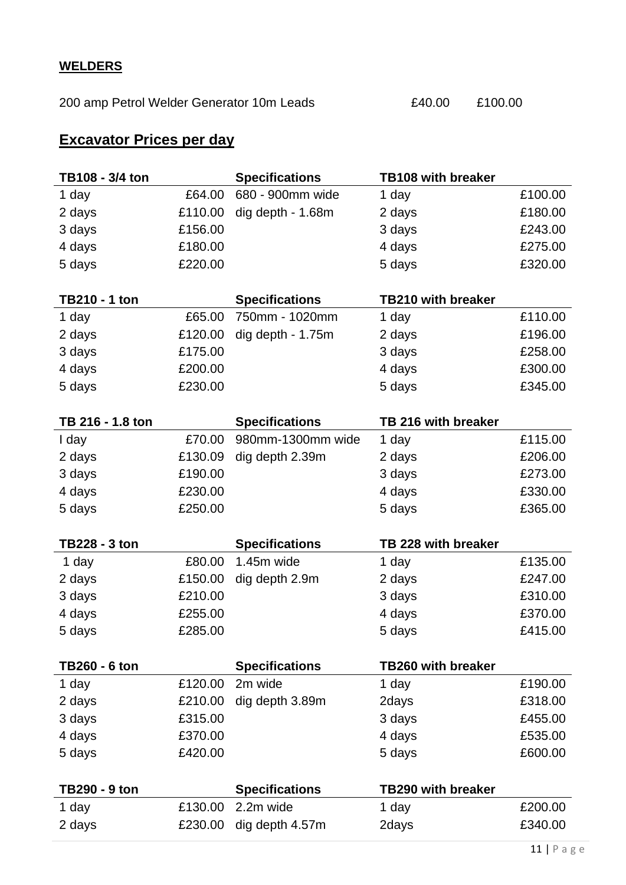**WELDERS**

| | | |
|---|---|---|
| 200 amp Petrol Welder Generator 10m Leads | £40.00 | £100.00 |

## Excavator Prices per day

| TB108 - 3/4 ton | | Specifications | TB108 with breaker | |
|---|---|---|---|---|
| 1 day | £64.00 | 680 - 900mm wide | 1 day | £100.00 |
| 2 days | £110.00 | dig depth - 1.68m | 2 days | £180.00 |
| 3 days | £156.00 | | 3 days | £243.00 |
| 4 days | £180.00 | | 4 days | £275.00 |
| 5 days | £220.00 | | 5 days | £320.00 |

| TB210 - 1 ton | | Specifications | TB210 with breaker | |
|---|---|---|---|---|
| 1 day | £65.00 | 750mm - 1020mm | 1 day | £110.00 |
| 2 days | £120.00 | dig depth - 1.75m | 2 days | £196.00 |
| 3 days | £175.00 | | 3 days | £258.00 |
| 4 days | £200.00 | | 4 days | £300.00 |
| 5 days | £230.00 | | 5 days | £345.00 |

| TB 216 - 1.8 ton | | Specifications | TB 216 with breaker | |
|---|---|---|---|---|
| I day | £70.00 | 980mm-1300mm wide | 1 day | £115.00 |
| 2 days | £130.09 | dig depth 2.39m | 2 days | £206.00 |
| 3 days | £190.00 | | 3 days | £273.00 |
| 4 days | £230.00 | | 4 days | £330.00 |
| 5 days | £250.00 | | 5 days | £365.00 |

| TB228 - 3 ton | | Specifications | TB 228 with breaker | |
|---|---|---|---|---|
| 1 day | £80.00 | 1.45m wide | 1 day | £135.00 |
| 2 days | £150.00 | dig depth 2.9m | 2 days | £247.00 |
| 3 days | £210.00 | | 3 days | £310.00 |
| 4 days | £255.00 | | 4 days | £370.00 |
| 5 days | £285.00 | | 5 days | £415.00 |

| TB260 - 6 ton | | Specifications | TB260 with breaker | |
|---|---|---|---|---|
| 1 day | £120.00 | 2m wide | 1 day | £190.00 |
| 2 days | £210.00 | dig depth 3.89m | 2days | £318.00 |
| 3 days | £315.00 | | 3 days | £455.00 |
| 4 days | £370.00 | | 4 days | £535.00 |
| 5 days | £420.00 | | 5 days | £600.00 |

| TB290 - 9 ton | | Specifications | TB290 with breaker | |
|---|---|---|---|---|
| 1 day | £130.00 | 2.2m wide | 1 day | £200.00 |
| 2 days | £230.00 | dig depth 4.57m | 2days | £340.00 |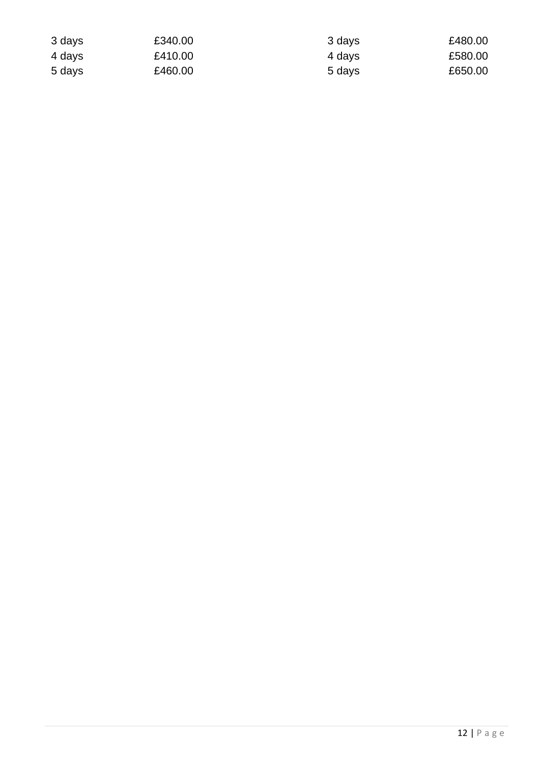| 3 days | £340.00 | 3 days | £480.00 |
|---|---|---|---|
| 4 days | £410.00 | 4 days | £580.00 |
| 5 days | £460.00 | 5 days | £650.00 |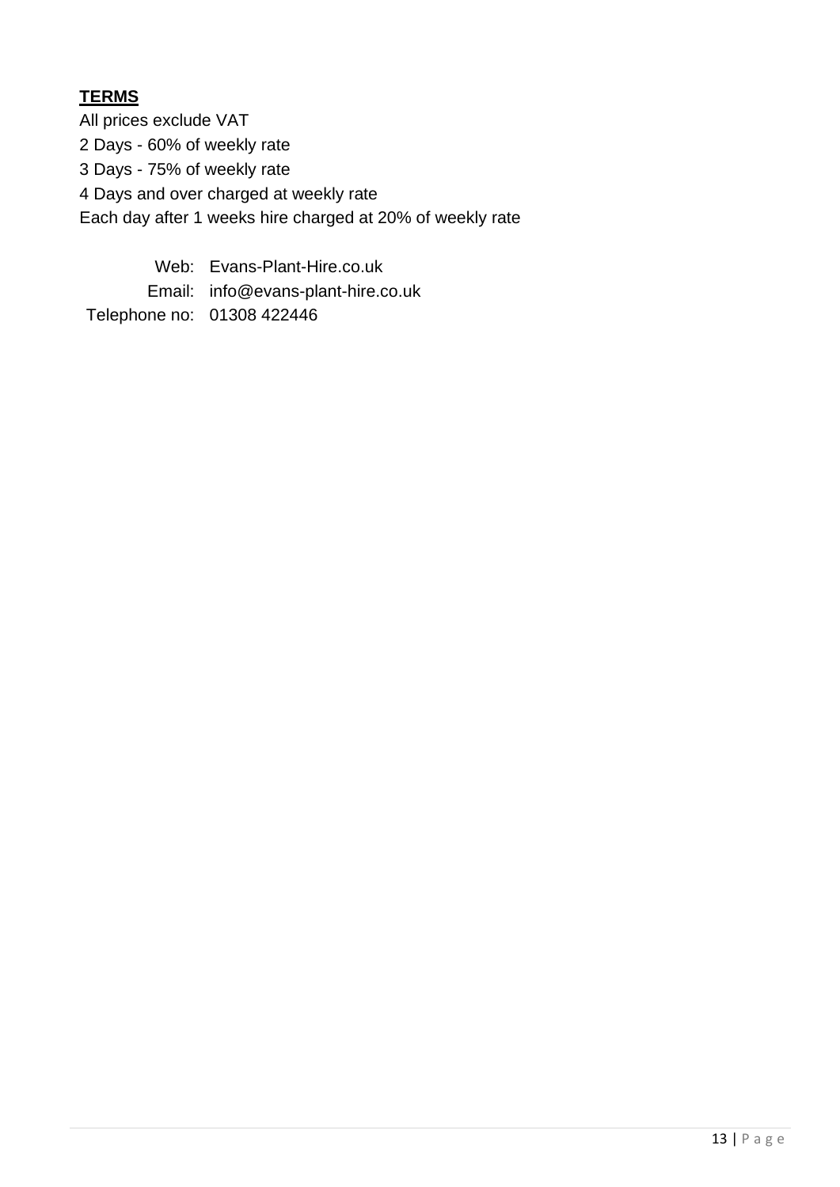**TERMS**

All prices exclude VAT

2 Days - 60% of weekly rate

3 Days - 75% of weekly rate

4 Days and over charged at weekly rate

Each day after 1 weeks hire charged at 20% of weekly rate

Web: Evans-Plant-Hire.co.uk

Email: info@evans-plant-hire.co.uk

Telephone no: 01308 422446